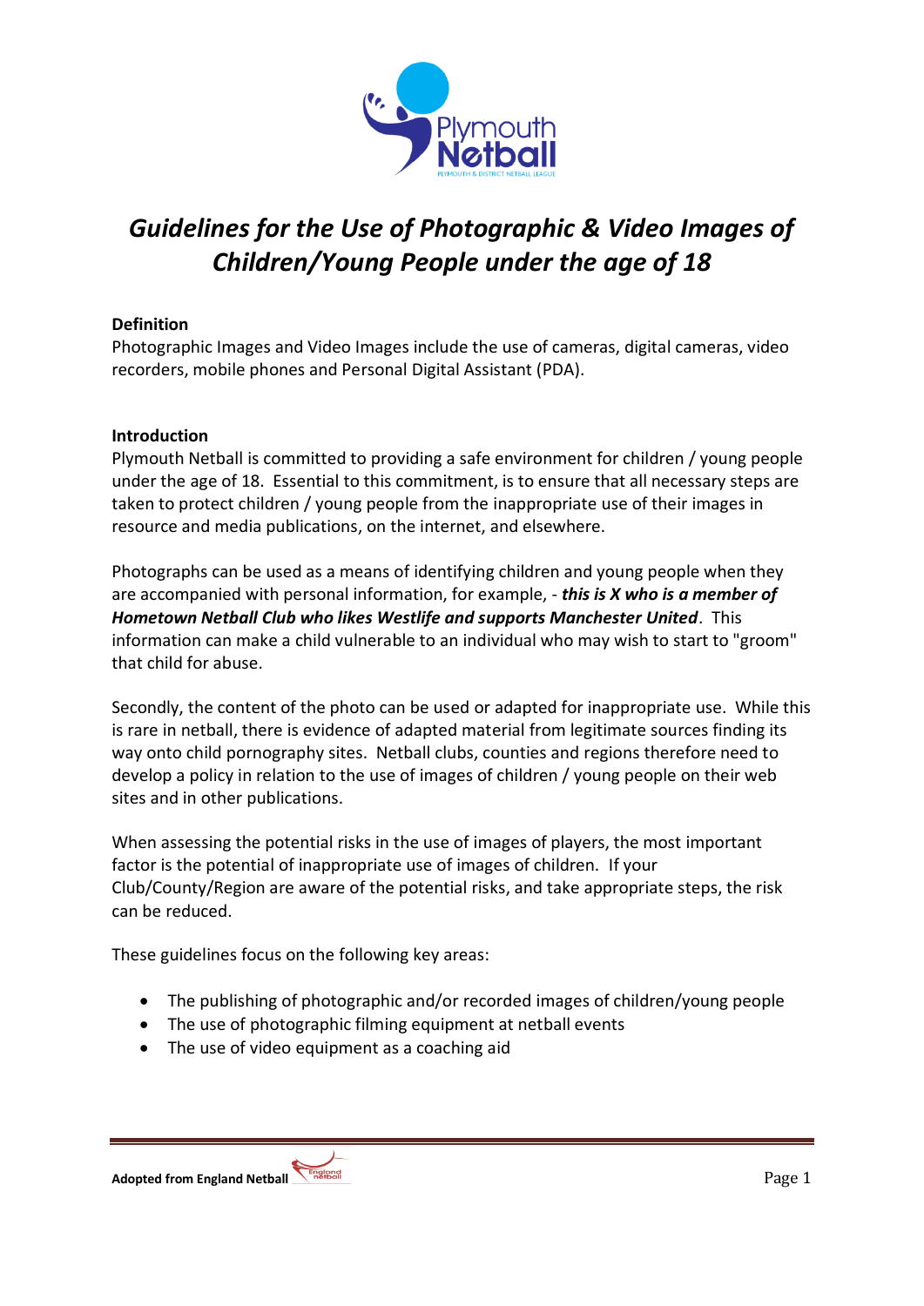# *Guidelines for the Use of Photographic & Video Images of Children/Young People under the age of 18*

**Definition**

Photographic Images and Video Images include the use of cameras, digital cameras, video recorders, mobile phones and Personal Digital Assistant (PDA).

**Introduction**

Plymouth Netball is committed to providing a safe environment for children / young people under the age of 18. Essential to this commitment, is to ensure that all necessary steps are taken to protect children / young people from the inappropriate use of their images in resource and media publications, on the internet, and elsewhere.

Photographs can be used as a means of identifying children and young people when they are accompanied with personal information, for example, - ***this is X who is a member of Hometown Netball Club who likes Westlife and supports Manchester United***. This information can make a child vulnerable to an individual who may wish to start to "groom" that child for abuse.

Secondly, the content of the photo can be used or adapted for inappropriate use. While this is rare in netball, there is evidence of adapted material from legitimate sources finding its way onto child pornography sites. Netball clubs, counties and regions therefore need to develop a policy in relation to the use of images of children / young people on their web sites and in other publications.

When assessing the potential risks in the use of images of players, the most important factor is the potential of inappropriate use of images of children. If your Club/County/Region are aware of the potential risks, and take appropriate steps, the risk can be reduced.

These guidelines focus on the following key areas:

- The publishing of photographic and/or recorded images of children/young people
- The use of photographic filming equipment at netball events
- The use of video equipment as a coaching aid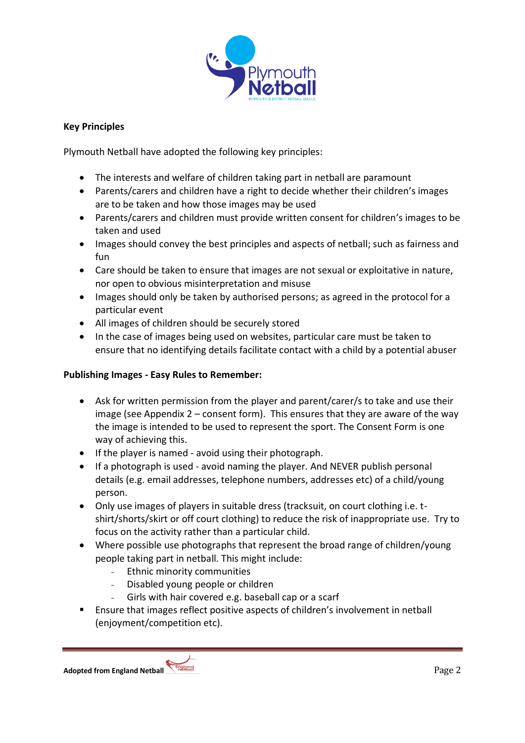**Key Principles**

Plymouth Netball have adopted the following key principles:

- The interests and welfare of children taking part in netball are paramount
- Parents/carers and children have a right to decide whether their children's images are to be taken and how those images may be used
- Parents/carers and children must provide written consent for children's images to be taken and used
- Images should convey the best principles and aspects of netball; such as fairness and fun
- Care should be taken to ensure that images are not sexual or exploitative in nature, nor open to obvious misinterpretation and misuse
- Images should only be taken by authorised persons; as agreed in the protocol for a particular event
- All images of children should be securely stored
- In the case of images being used on websites, particular care must be taken to ensure that no identifying details facilitate contact with a child by a potential abuser

**Publishing Images - Easy Rules to Remember:**

- Ask for written permission from the player and parent/carer/s to take and use their image (see Appendix 2 – consent form). This ensures that they are aware of the way the image is intended to be used to represent the sport. The Consent Form is one way of achieving this.
- If the player is named - avoid using their photograph.
- If a photograph is used - avoid naming the player. And NEVER publish personal details (e.g. email addresses, telephone numbers, addresses etc) of a child/young person.
- Only use images of players in suitable dress (tracksuit, on court clothing i.e. t-shirt/shorts/skirt or off court clothing) to reduce the risk of inappropriate use. Try to focus on the activity rather than a particular child.
- Where possible use photographs that represent the broad range of children/young people taking part in netball. This might include:
  - Ethnic minority communities
  - Disabled young people or children
  - Girls with hair covered e.g. baseball cap or a scarf
- Ensure that images reflect positive aspects of children's involvement in netball (enjoyment/competition etc).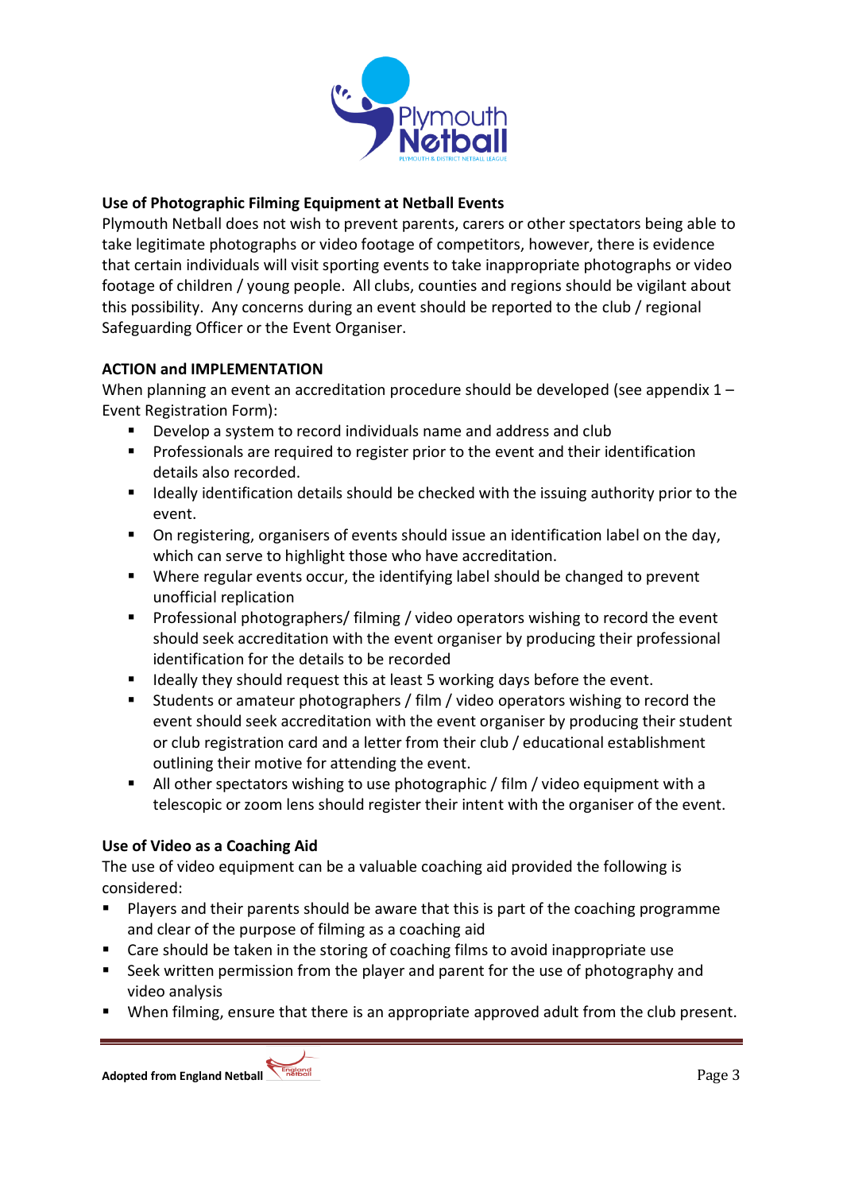## Use of Photographic Filming Equipment at Netball Events

Plymouth Netball does not wish to prevent parents, carers or other spectators being able to take legitimate photographs or video footage of competitors, however, there is evidence that certain individuals will visit sporting events to take inappropriate photographs or video footage of children / young people. All clubs, counties and regions should be vigilant about this possibility. Any concerns during an event should be reported to the club / regional Safeguarding Officer or the Event Organiser.

## ACTION and IMPLEMENTATION

When planning an event an accreditation procedure should be developed (see appendix 1 – Event Registration Form):

- Develop a system to record individuals name and address and club
- Professionals are required to register prior to the event and their identification details also recorded.
- Ideally identification details should be checked with the issuing authority prior to the event.
- On registering, organisers of events should issue an identification label on the day, which can serve to highlight those who have accreditation.
- Where regular events occur, the identifying label should be changed to prevent unofficial replication
- Professional photographers/ filming / video operators wishing to record the event should seek accreditation with the event organiser by producing their professional identification for the details to be recorded
- Ideally they should request this at least 5 working days before the event.
- Students or amateur photographers / film / video operators wishing to record the event should seek accreditation with the event organiser by producing their student or club registration card and a letter from their club / educational establishment outlining their motive for attending the event.
- All other spectators wishing to use photographic / film / video equipment with a telescopic or zoom lens should register their intent with the organiser of the event.

## Use of Video as a Coaching Aid

The use of video equipment can be a valuable coaching aid provided the following is considered:

- Players and their parents should be aware that this is part of the coaching programme and clear of the purpose of filming as a coaching aid
- Care should be taken in the storing of coaching films to avoid inappropriate use
- Seek written permission from the player and parent for the use of photography and video analysis
- When filming, ensure that there is an appropriate approved adult from the club present.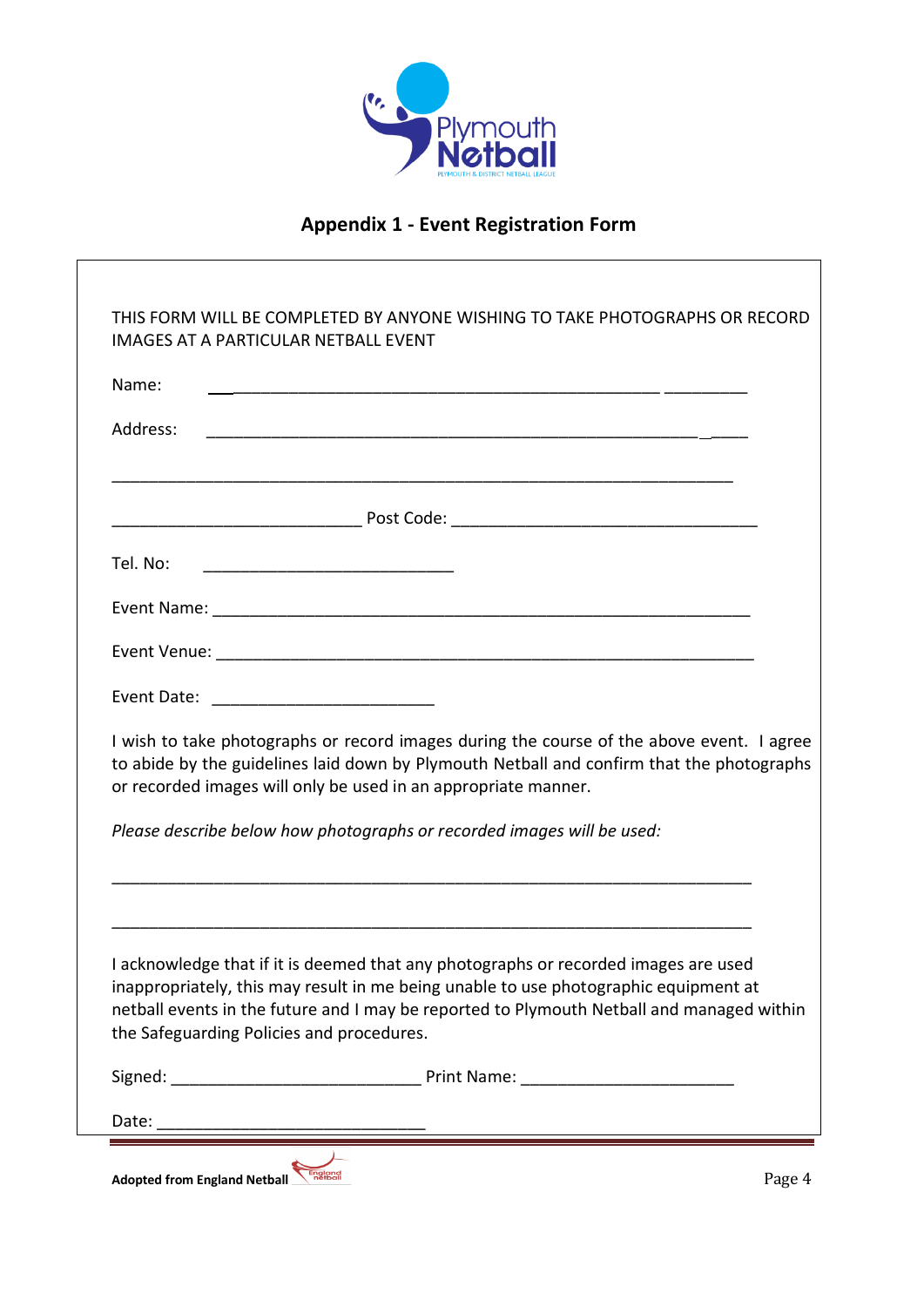## Appendix 1 - Event Registration Form

THIS FORM WILL BE COMPLETED BY ANYONE WISHING TO TAKE PHOTOGRAPHS OR RECORD IMAGES AT A PARTICULAR NETBALL EVENT

Name: ______________________________________________________________

Address: ____________________________________________________________

_____________________________________________________________________

____________________________ Post Code: __________________________________

Tel. No: ____________________________

Event Name: _________________________________________________________

Event Venue: ________________________________________________________

Event Date: _________________________

I wish to take photographs or record images during the course of the above event. I agree to abide by the guidelines laid down by Plymouth Netball and confirm that the photographs or recorded images will only be used in an appropriate manner.

*Please describe below how photographs or recorded images will be used:*

_____________________________________________________________________

_____________________________________________________________________

I acknowledge that if it is deemed that any photographs or recorded images are used inappropriately, this may result in me being unable to use photographic equipment at netball events in the future and I may be reported to Plymouth Netball and managed within the Safeguarding Policies and procedures.

Signed: ____________________________ Print Name: ________________________

Date: ______________________________

**Adopted from England Netball**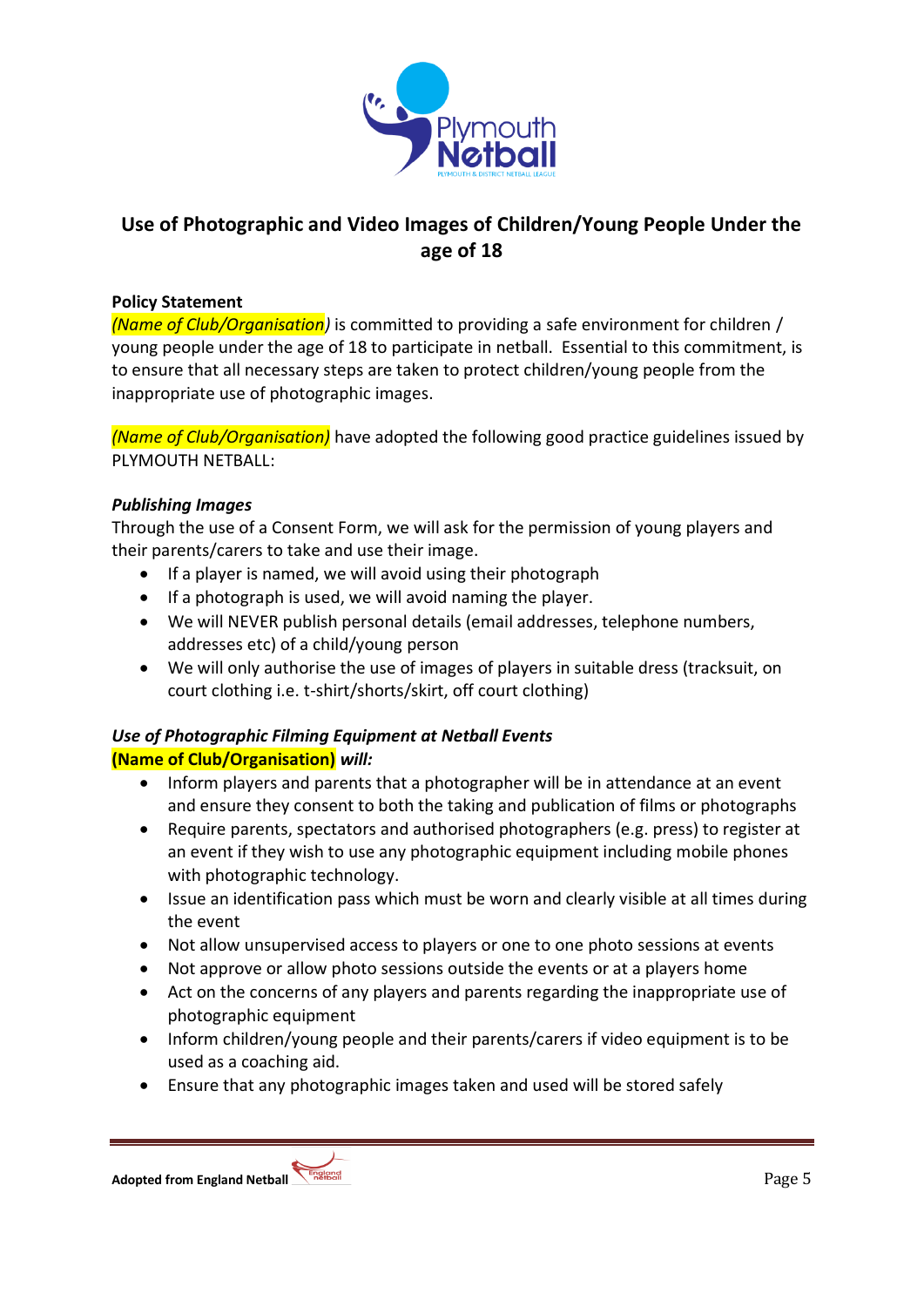## Use of Photographic and Video Images of Children/Young People Under the age of 18

**Policy Statement**

*(Name of Club/Organisation)* is committed to providing a safe environment for children / young people under the age of 18 to participate in netball. Essential to this commitment, is to ensure that all necessary steps are taken to protect children/young people from the inappropriate use of photographic images.

*(Name of Club/Organisation)* have adopted the following good practice guidelines issued by PLYMOUTH NETBALL:

***Publishing Images***

Through the use of a Consent Form, we will ask for the permission of young players and their parents/carers to take and use their image.

- If a player is named, we will avoid using their photograph
- If a photograph is used, we will avoid naming the player.
- We will NEVER publish personal details (email addresses, telephone numbers, addresses etc) of a child/young person
- We will only authorise the use of images of players in suitable dress (tracksuit, on court clothing i.e. t-shirt/shorts/skirt, off court clothing)

***Use of Photographic Filming Equipment at Netball Events***

**(Name of Club/Organisation)** ***will:***

- Inform players and parents that a photographer will be in attendance at an event and ensure they consent to both the taking and publication of films or photographs
- Require parents, spectators and authorised photographers (e.g. press) to register at an event if they wish to use any photographic equipment including mobile phones with photographic technology.
- Issue an identification pass which must be worn and clearly visible at all times during the event
- Not allow unsupervised access to players or one to one photo sessions at events
- Not approve or allow photo sessions outside the events or at a players home
- Act on the concerns of any players and parents regarding the inappropriate use of photographic equipment
- Inform children/young people and their parents/carers if video equipment is to be used as a coaching aid.
- Ensure that any photographic images taken and used will be stored safely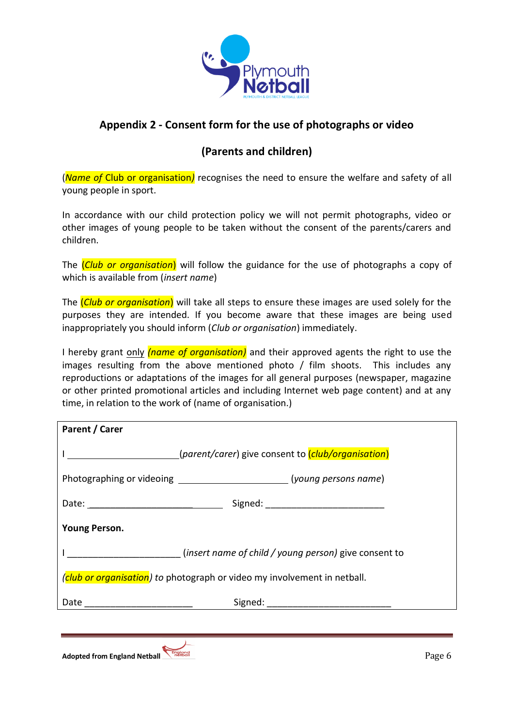## Appendix 2 - Consent form for the use of photographs or video

## (Parents and children)

(*Name of* Club or organisation*)* recognises the need to ensure the welfare and safety of all young people in sport.

In accordance with our child protection policy we will not permit photographs, video or other images of young people to be taken without the consent of the parents/carers and children.

The (*Club or organisation*) will follow the guidance for the use of photographs a copy of which is available from (*insert name*)

The (*Club or organisation*) will take all steps to ensure these images are used solely for the purposes they are intended. If you become aware that these images are being used inappropriately you should inform (*Club or organisation*) immediately.

I hereby grant only *(name of organisation)* and their approved agents the right to use the images resulting from the above mentioned photo / film shoots. This includes any reproductions or adaptations of the images for all general purposes (newspaper, magazine or other printed promotional articles and including Internet web page content) and at any time, in relation to the work of (name of organisation.)

**Parent / Carer**

I ______________________(*parent/carer*) give consent to (*club/organisation*)

Photographing or videoing ______________________ (*young persons name*)

Date: ____________________________ Signed: _______________________

**Young Person.**

I ______________________ (*insert name of child / young person)* give consent to

*(club or organisation) to* photograph or video my involvement in netball.

Date ______________________ Signed: _________________________

**Adopted from England Netball**